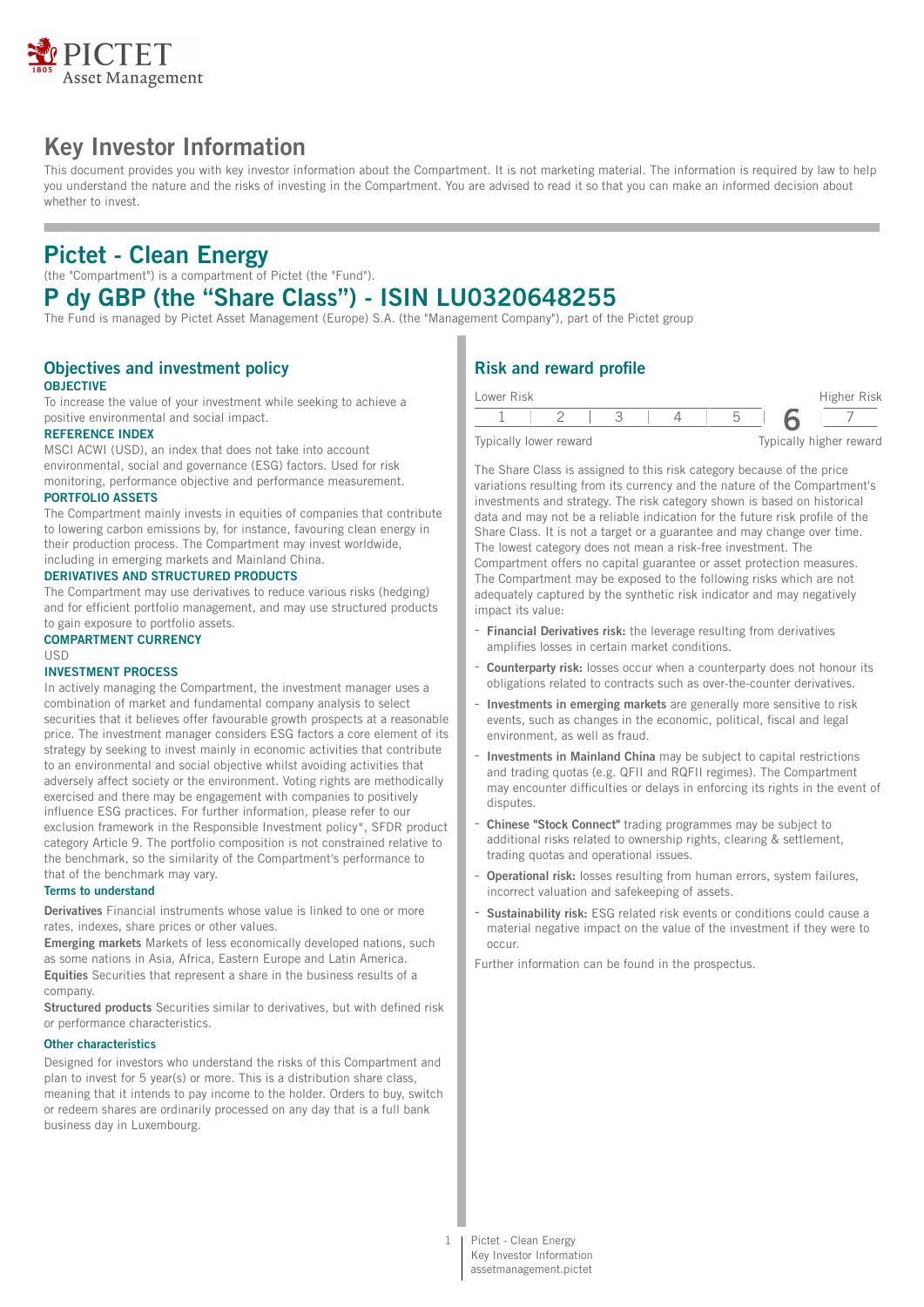# Key Investor Information

This document provides you with key investor information about the Compartment. It is not marketing material. The information is required by law to help you understand the nature and the risks of investing in the Compartment. You are advised to read it so that you can make an informed decision about whether to invest.

# Pictet - Clean Energy

(the "Compartment") is a compartment of Pictet (the "Fund").

# P dy GBP (the "Share Class") - ISIN LU0320648255

The Fund is managed by Pictet Asset Management (Europe) S.A. (the "Management Company"), part of the Pictet group

## Objectives and investment policy

**OBJECTIVE**

To increase the value of your investment while seeking to achieve a positive environmental and social impact.

**REFERENCE INDEX**

MSCI ACWI (USD), an index that does not take into account environmental, social and governance (ESG) factors. Used for risk monitoring, performance objective and performance measurement.

**PORTFOLIO ASSETS**

The Compartment mainly invests in equities of companies that contribute to lowering carbon emissions by, for instance, favouring clean energy in their production process. The Compartment may invest worldwide, including in emerging markets and Mainland China.

**DERIVATIVES AND STRUCTURED PRODUCTS**

The Compartment may use derivatives to reduce various risks (hedging) and for efficient portfolio management, and may use structured products to gain exposure to portfolio assets.

**COMPARTMENT CURRENCY**

USD

**INVESTMENT PROCESS**

In actively managing the Compartment, the investment manager uses a combination of market and fundamental company analysis to select securities that it believes offer favourable growth prospects at a reasonable price. The investment manager considers ESG factors a core element of its strategy by seeking to invest mainly in economic activities that contribute to an environmental and social objective whilst avoiding activities that adversely affect society or the environment. Voting rights are methodically exercised and there may be engagement with companies to positively influence ESG practices. For further information, please refer to our exclusion framework in the Responsible Investment policy*, SFDR product category Article 9. The portfolio composition is not constrained relative to the benchmark, so the similarity of the Compartment's performance to that of the benchmark may vary.

**Terms to understand**

**Derivatives** Financial instruments whose value is linked to one or more rates, indexes, share prices or other values.

**Emerging markets** Markets of less economically developed nations, such as some nations in Asia, Africa, Eastern Europe and Latin America.

**Equities** Securities that represent a share in the business results of a company.

**Structured products** Securities similar to derivatives, but with defined risk or performance characteristics.

**Other characteristics**

Designed for investors who understand the risks of this Compartment and plan to invest for 5 year(s) or more. This is a distribution share class, meaning that it intends to pay income to the holder. Orders to buy, switch or redeem shares are ordinarily processed on any day that is a full bank business day in Luxembourg.

## Risk and reward profile

| Lower Risk | | | | | | Higher Risk |
|---|---|---|---|---|---|---|
| 1 | 2 | 3 | 4 | 5 | **6** | 7 |
| Typically lower reward | | | | | | Typically higher reward |

The Share Class is assigned to this risk category because of the price variations resulting from its currency and the nature of the Compartment's investments and strategy. The risk category shown is based on historical data and may not be a reliable indication for the future risk profile of the Share Class. It is not a target or a guarantee and may change over time. The lowest category does not mean a risk-free investment. The Compartment offers no capital guarantee or asset protection measures. The Compartment may be exposed to the following risks which are not adequately captured by the synthetic risk indicator and may negatively impact its value:

- **Financial Derivatives risk:** the leverage resulting from derivatives amplifies losses in certain market conditions.
- **Counterparty risk:** losses occur when a counterparty does not honour its obligations related to contracts such as over-the-counter derivatives.
- **Investments in emerging markets** are generally more sensitive to risk events, such as changes in the economic, political, fiscal and legal environment, as well as fraud.
- **Investments in Mainland China** may be subject to capital restrictions and trading quotas (e.g. QFII and RQFII regimes). The Compartment may encounter difficulties or delays in enforcing its rights in the event of disputes.
- **Chinese "Stock Connect"** trading programmes may be subject to additional risks related to ownership rights, clearing & settlement, trading quotas and operational issues.
- **Operational risk:** losses resulting from human errors, system failures, incorrect valuation and safekeeping of assets.
- **Sustainability risk:** ESG related risk events or conditions could cause a material negative impact on the value of the investment if they were to occur.

Further information can be found in the prospectus.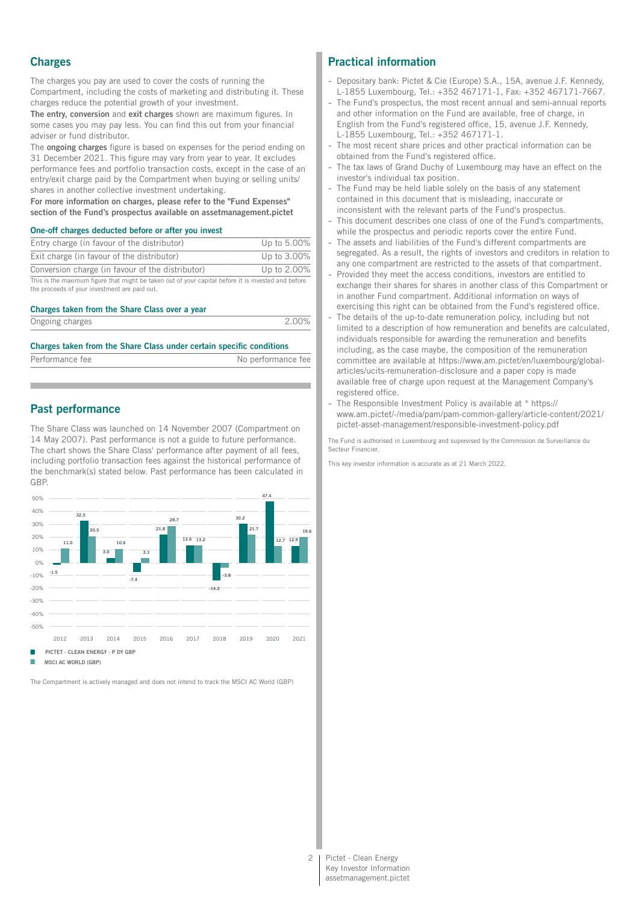## Charges

The charges you pay are used to cover the costs of running the Compartment, including the costs of marketing and distributing it. These charges reduce the potential growth of your investment.

The **entry, conversion** and **exit charges** shown are maximum figures. In some cases you may pay less. You can find this out from your financial adviser or fund distributor.

The **ongoing charges** figure is based on expenses for the period ending on 31 December 2021. This figure may vary from year to year. It excludes performance fees and portfolio transaction costs, except in the case of an entry/exit charge paid by the Compartment when buying or selling units/shares in another collective investment undertaking.

**For more information on charges, please refer to the "Fund Expenses" section of the Fund's prospectus available on assetmanagement.pictet**

**One-off charges deducted before or after you invest**

| | |
|---|---|
| Entry charge (in favour of the distributor) | Up to 5.00% |
| Exit charge (in favour of the distributor) | Up to 3.00% |
| Conversion charge (in favour of the distributor) | Up to 2.00% |

This is the maximum figure that might be taken out of your capital before it is invested and before the proceeds of your investment are paid out.

**Charges taken from the Share Class over a year**

| | |
|---|---|
| Ongoing charges | 2.00% |

**Charges taken from the Share Class under certain specific conditions**

| | |
|---|---|
| Performance fee | No performance fee |

## Past performance

The Share Class was launched on 14 November 2007 (Compartment on 14 May 2007). Past performance is not a guide to future performance. The chart shows the Share Class' performance after payment of all fees, including portfolio transaction fees against the historical performance of the benchmark(s) stated below. Past performance has been calculated in GBP.

50%
40%
30%
20%
10%
0%
-10%
-20%
-30%
-40%
-50%

2012: -1.5, 11.0
2013: 32.5, 20.5
2014: 3.6, 10.6
2015: -7.4, 3.3
2016: 21.8, 28.7
2017: 13.6, 13.2
2018: -14.2, -3.8
2019: 30.2, 21.7
2020: 47.4, 12.7
2021: 12.9, 19.6

PICTET - CLEAN ENERGY - P DY GBP
MSCI AC WORLD (GBP)

The Compartment is actively managed and does not intend to track the MSCI AC World (GBP)

## Practical information

- Depositary bank: Pictet & Cie (Europe) S.A., 15A, avenue J.F. Kennedy, L-1855 Luxembourg, Tel.: +352 467171-1, Fax: +352 467171-7667.
- The Fund's prospectus, the most recent annual and semi-annual reports and other information on the Fund are available, free of charge, in English from the Fund's registered office, 15, avenue J.F. Kennedy, L-1855 Luxembourg, Tel.: +352 467171-1.
- The most recent share prices and other practical information can be obtained from the Fund's registered office.
- The tax laws of Grand Duchy of Luxembourg may have an effect on the investor's individual tax position.
- The Fund may be held liable solely on the basis of any statement contained in this document that is misleading, inaccurate or inconsistent with the relevant parts of the Fund's prospectus.
- This document describes one class of one of the Fund's compartments, while the prospectus and periodic reports cover the entire Fund.
- The assets and liabilities of the Fund's different compartments are segregated. As a result, the rights of investors and creditors in relation to any one compartment are restricted to the assets of that compartment.
- Provided they meet the access conditions, investors are entitled to exchange their shares for shares in another class of this Compartment or in another Fund compartment. Additional information on ways of exercising this right can be obtained from the Fund's registered office.
- The details of the up-to-date remuneration policy, including but not limited to a description of how remuneration and benefits are calculated, individuals responsible for awarding the remuneration and benefits including, as the case maybe, the composition of the remuneration committee are available at https://www.am.pictet/en/luxembourg/global-articles/ucits-remuneration-disclosure and a paper copy is made available free of charge upon request at the Management Company's registered office.
- The Responsible Investment Policy is available at * https://www.am.pictet/-/media/pam/pam-common-gallery/article-content/2021/pictet-asset-management/responsible-investment-policy.pdf

The Fund is authorised in Luxembourg and supervised by the Commission de Surveillance du Secteur Financier.

This key investor information is accurate as at 21 March 2022.